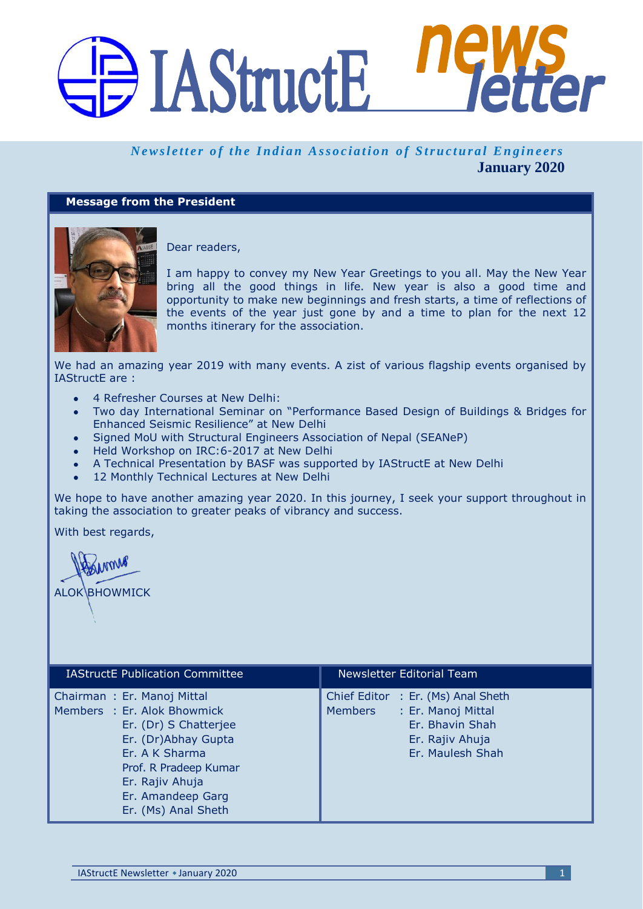# IAStructE newsletter

*Newsletter of the Indian Association of Structural Engineers*

**January 2020**

## Message from the President

Dear readers,

I am happy to convey my New Year Greetings to you all. May the New Year bring all the good things in life. New year is also a good time and opportunity to make new beginnings and fresh starts, a time of reflections of the events of the year just gone by and a time to plan for the next 12 months itinerary for the association.

We had an amazing year 2019 with many events. A zist of various flagship events organised by IAStructE are :

- 4 Refresher Courses at New Delhi:
- Two day International Seminar on "Performance Based Design of Buildings & Bridges for Enhanced Seismic Resilience" at New Delhi
- Signed MoU with Structural Engineers Association of Nepal (SEANeP)
- Held Workshop on IRC:6-2017 at New Delhi
- A Technical Presentation by BASF was supported by IAStructE at New Delhi
- 12 Monthly Technical Lectures at New Delhi

We hope to have another amazing year 2020. In this journey, I seek your support throughout in taking the association to greater peaks of vibrancy and success.

With best regards,

ALOK BHOWMICK

| IAStructE Publication Committee | Newsletter Editorial Team |
|---|---|
| Chairman : Er. Manoj Mittal | Chief Editor : Er. (Ms) Anal Sheth |
| Members : Er. Alok Bhowmick | Members : Er. Manoj Mittal |
| Er. (Dr) S Chatterjee | Er. Bhavin Shah |
| Er. (Dr)Abhay Gupta | Er. Rajiv Ahuja |
| Er. A K Sharma | Er. Maulesh Shah |
| Prof. R Pradeep Kumar | |
| Er. Rajiv Ahuja | |
| Er. Amandeep Garg | |
| Er. (Ms) Anal Sheth | |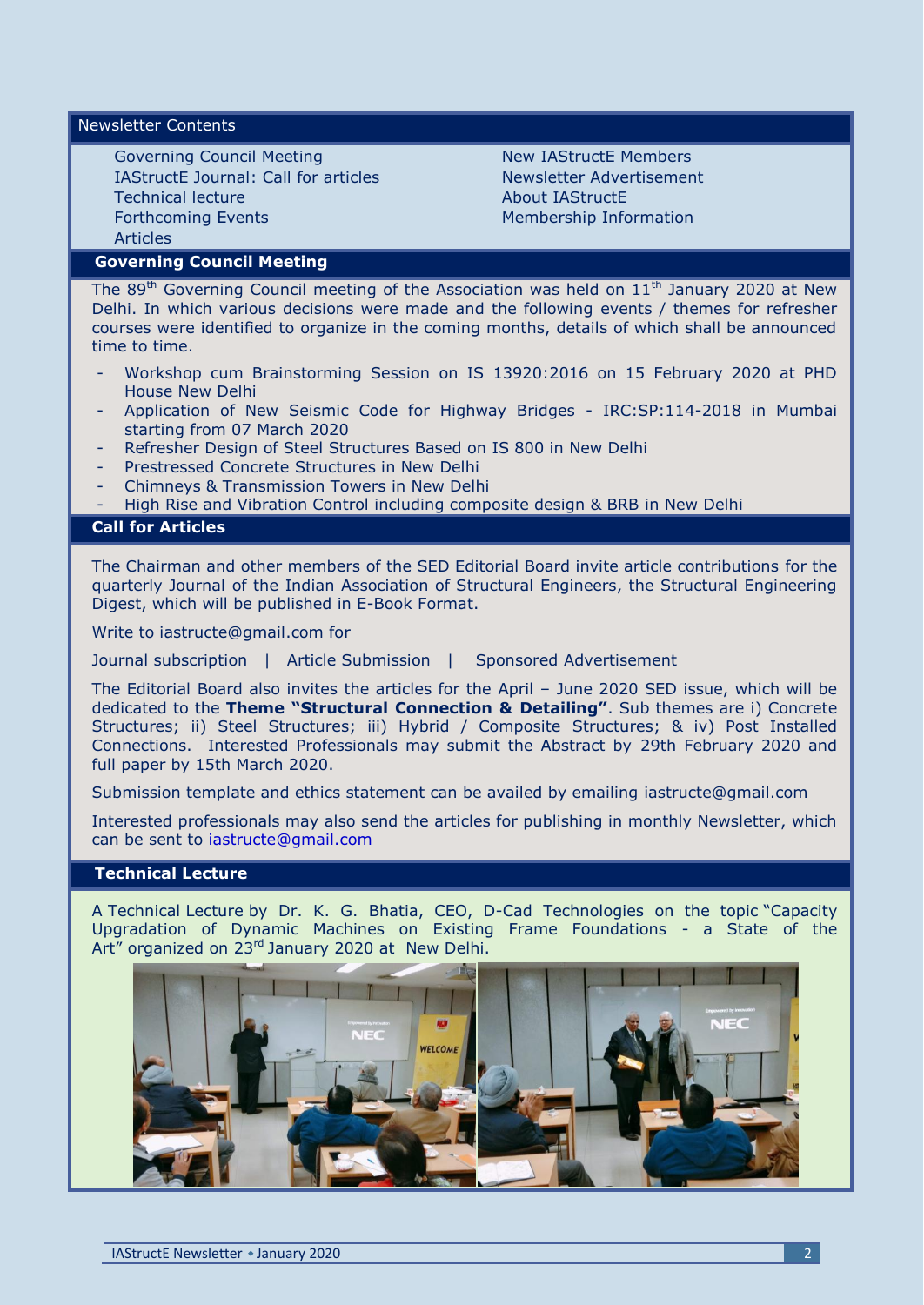## Newsletter Contents

- Governing Council Meeting
- IAStructE Journal: Call for articles
- Technical lecture
- Forthcoming Events
- Articles
- New IAStructE Members
- Newsletter Advertisement
- About IAStructE
- Membership Information

## Governing Council Meeting

The 89th Governing Council meeting of the Association was held on 11th January 2020 at New Delhi. In which various decisions were made and the following events / themes for refresher courses were identified to organize in the coming months, details of which shall be announced time to time.

- Workshop cum Brainstorming Session on IS 13920:2016 on 15 February 2020 at PHD House New Delhi
- Application of New Seismic Code for Highway Bridges - IRC:SP:114-2018 in Mumbai starting from 07 March 2020
- Refresher Design of Steel Structures Based on IS 800 in New Delhi
- Prestressed Concrete Structures in New Delhi
- Chimneys & Transmission Towers in New Delhi
- High Rise and Vibration Control including composite design & BRB in New Delhi

## Call for Articles

The Chairman and other members of the SED Editorial Board invite article contributions for the quarterly Journal of the Indian Association of Structural Engineers, the Structural Engineering Digest, which will be published in E-Book Format.

Write to iastructe@gmail.com for

Journal subscription | Article Submission | Sponsored Advertisement

The Editorial Board also invites the articles for the April – June 2020 SED issue, which will be dedicated to the **Theme "Structural Connection & Detailing"**. Sub themes are i) Concrete Structures; ii) Steel Structures; iii) Hybrid / Composite Structures; & iv) Post Installed Connections. Interested Professionals may submit the Abstract by 29th February 2020 and full paper by 15th March 2020.

Submission template and ethics statement can be availed by emailing iastructe@gmail.com

Interested professionals may also send the articles for publishing in monthly Newsletter, which can be sent to iastructe@gmail.com

## Technical Lecture

A Technical Lecture by Dr. K. G. Bhatia, CEO, D-Cad Technologies on the topic "Capacity Upgradation of Dynamic Machines on Existing Frame Foundations - a State of the Art" organized on 23rd January 2020 at New Delhi.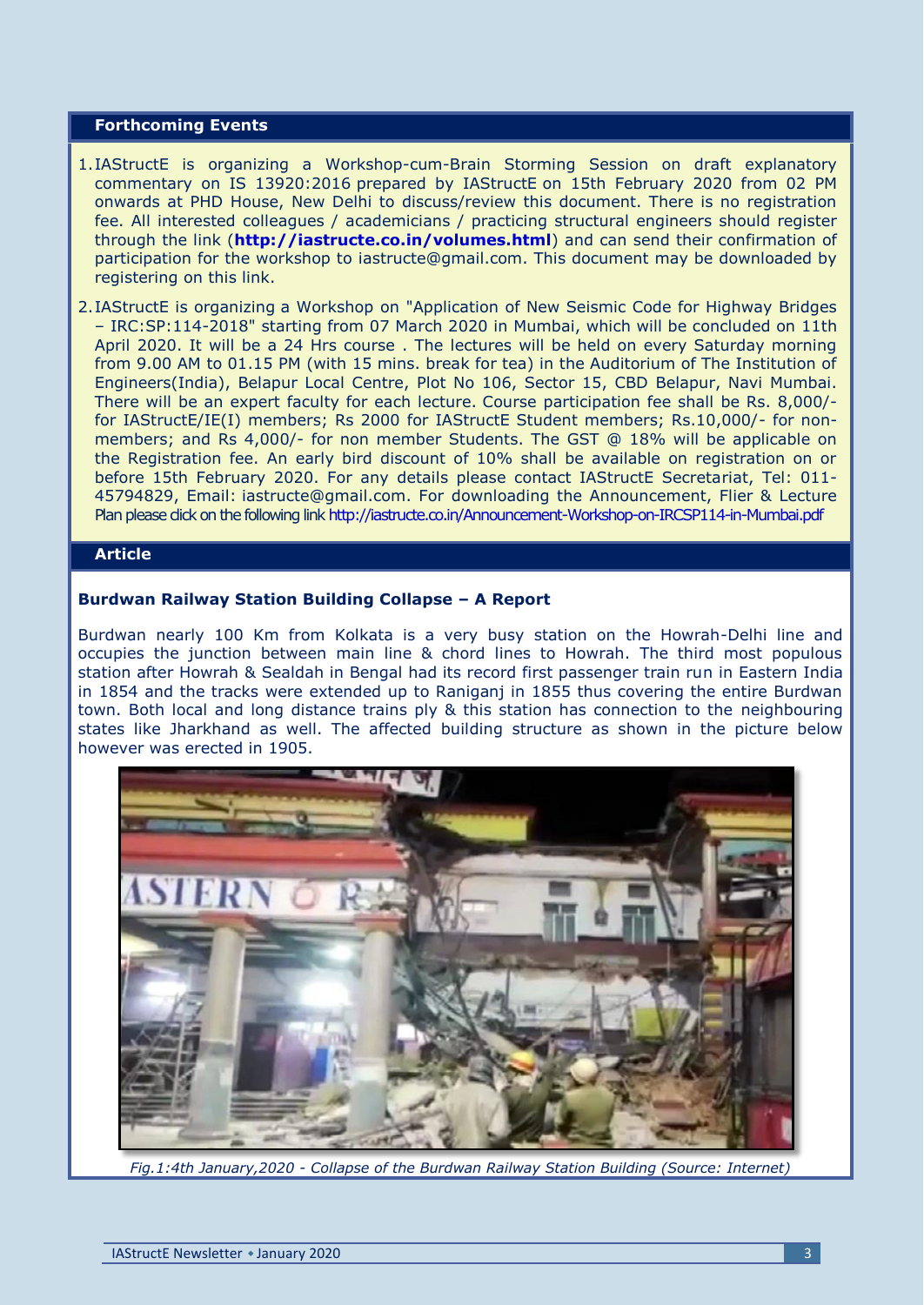## Forthcoming Events

1. IAStructE is organizing a Workshop-cum-Brain Storming Session on draft explanatory commentary on IS 13920:2016 prepared by IAStructE on 15th February 2020 from 02 PM onwards at PHD House, New Delhi to discuss/review this document. There is no registration fee. All interested colleagues / academicians / practicing structural engineers should register through the link (**http://iastructe.co.in/volumes.html**) and can send their confirmation of participation for the workshop to iastructe@gmail.com. This document may be downloaded by registering on this link.

2. IAStructE is organizing a Workshop on "Application of New Seismic Code for Highway Bridges – IRC:SP:114-2018" starting from 07 March 2020 in Mumbai, which will be concluded on 11th April 2020. It will be a 24 Hrs course . The lectures will be held on every Saturday morning from 9.00 AM to 01.15 PM (with 15 mins. break for tea) in the Auditorium of The Institution of Engineers(India), Belapur Local Centre, Plot No 106, Sector 15, CBD Belapur, Navi Mumbai. There will be an expert faculty for each lecture. Course participation fee shall be Rs. 8,000/- for IAStructE/IE(I) members; Rs 2000 for IAStructE Student members; Rs.10,000/- for non-members; and Rs 4,000/- for non member Students. The GST @ 18% will be applicable on the Registration fee. An early bird discount of 10% shall be available on registration on or before 15th February 2020. For any details please contact IAStructE Secretariat, Tel: 011-45794829, Email: iastructe@gmail.com. For downloading the Announcement, Flier & Lecture Plan please click on the following link http://iastructe.co.in/Announcement-Workshop-on-IRCSP114-in-Mumbai.pdf

## Article

### Burdwan Railway Station Building Collapse – A Report

Burdwan nearly 100 Km from Kolkata is a very busy station on the Howrah-Delhi line and occupies the junction between main line & chord lines to Howrah. The third most populous station after Howrah & Sealdah in Bengal had its record first passenger train run in Eastern India in 1854 and the tracks were extended up to Raniganj in 1855 thus covering the entire Burdwan town. Both local and long distance trains ply & this station has connection to the neighbouring states like Jharkhand as well. The affected building structure as shown in the picture below however was erected in 1905.

*Fig.1:4th January,2020 - Collapse of the Burdwan Railway Station Building (Source: Internet)*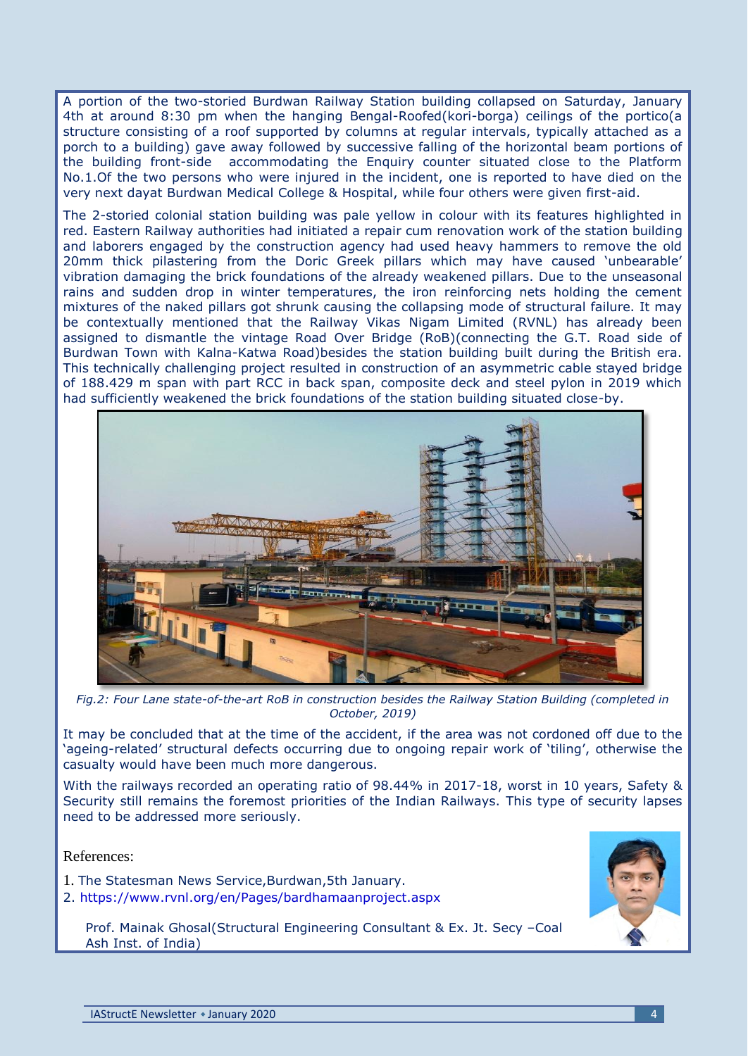A portion of the two-storied Burdwan Railway Station building collapsed on Saturday, January 4th at around 8:30 pm when the hanging Bengal-Roofed(kori-borga) ceilings of the portico(a structure consisting of a roof supported by columns at regular intervals, typically attached as a porch to a building) gave away followed by successive falling of the horizontal beam portions of the building front-side accommodating the Enquiry counter situated close to the Platform No.1.Of the two persons who were injured in the incident, one is reported to have died on the very next dayat Burdwan Medical College & Hospital, while four others were given first-aid.

The 2-storied colonial station building was pale yellow in colour with its features highlighted in red. Eastern Railway authorities had initiated a repair cum renovation work of the station building and laborers engaged by the construction agency had used heavy hammers to remove the old 20mm thick pilastering from the Doric Greek pillars which may have caused 'unbearable' vibration damaging the brick foundations of the already weakened pillars. Due to the unseasonal rains and sudden drop in winter temperatures, the iron reinforcing nets holding the cement mixtures of the naked pillars got shrunk causing the collapsing mode of structural failure. It may be contextually mentioned that the Railway Vikas Nigam Limited (RVNL) has already been assigned to dismantle the vintage Road Over Bridge (RoB)(connecting the G.T. Road side of Burdwan Town with Kalna-Katwa Road)besides the station building built during the British era. This technically challenging project resulted in construction of an asymmetric cable stayed bridge of 188.429 m span with part RCC in back span, composite deck and steel pylon in 2019 which had sufficiently weakened the brick foundations of the station building situated close-by.

*Fig.2: Four Lane state-of-the-art RoB in construction besides the Railway Station Building (completed in October, 2019)*

It may be concluded that at the time of the accident, if the area was not cordoned off due to the 'ageing-related' structural defects occurring due to ongoing repair work of 'tiling', otherwise the casualty would have been much more dangerous.

With the railways recorded an operating ratio of 98.44% in 2017-18, worst in 10 years, Safety & Security still remains the foremost priorities of the Indian Railways. This type of security lapses need to be addressed more seriously.

References:

1. The Statesman News Service,Burdwan,5th January.
2. https://www.rvnl.org/en/Pages/bardhamaanproject.aspx

Prof. Mainak Ghosal(Structural Engineering Consultant & Ex. Jt. Secy –Coal Ash Inst. of India)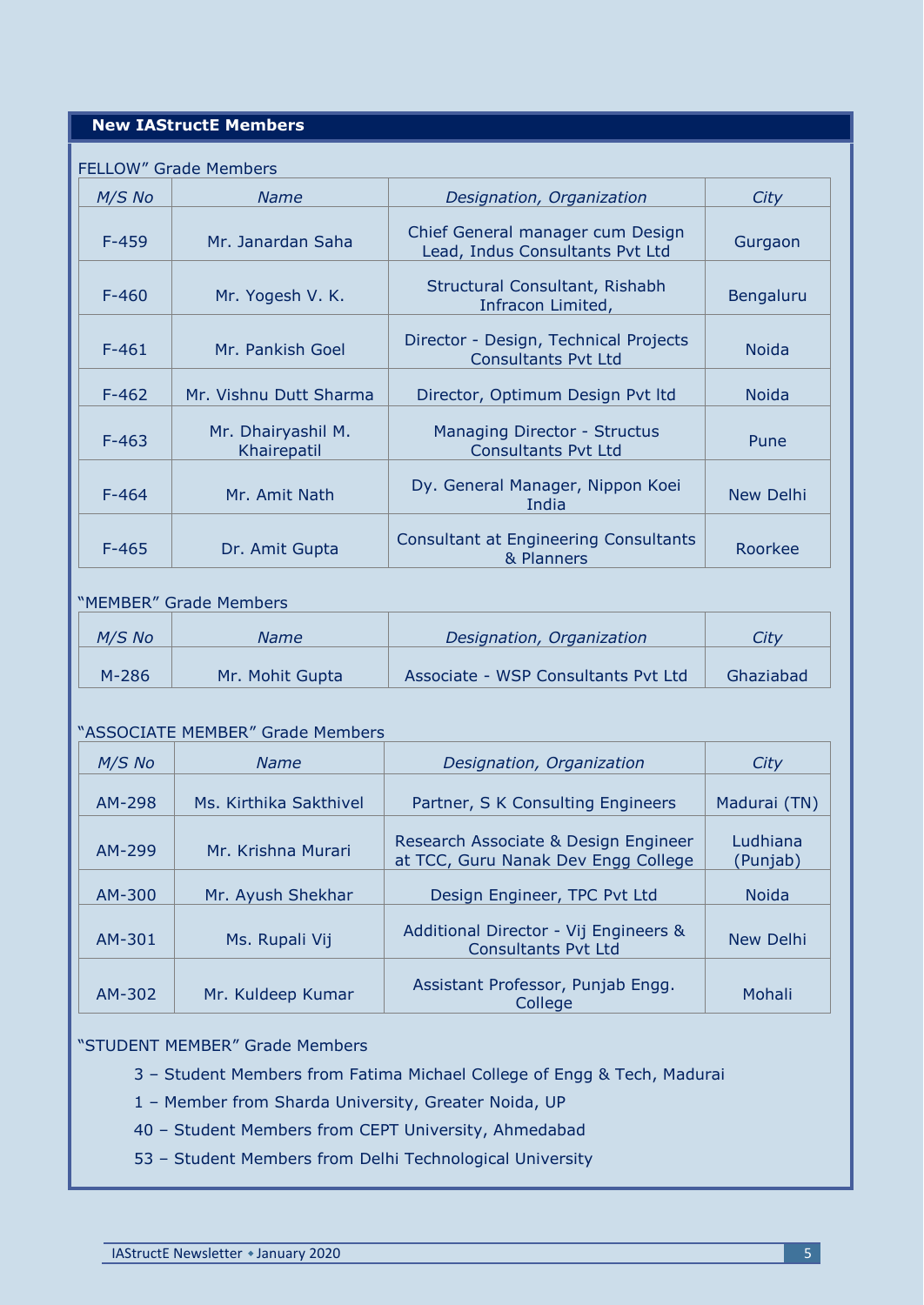## New IAStructE Members

FELLOW" Grade Members

| *M/S No* | *Name* | *Designation, Organization* | *City* |
|---|---|---|---|
| F-459 | Mr. Janardan Saha | Chief General manager cum Design Lead, Indus Consultants Pvt Ltd | Gurgaon |
| F-460 | Mr. Yogesh V. K. | Structural Consultant, Rishabh Infracon Limited, | Bengaluru |
| F-461 | Mr. Pankish Goel | Director - Design, Technical Projects Consultants Pvt Ltd | Noida |
| F-462 | Mr. Vishnu Dutt Sharma | Director, Optimum Design Pvt ltd | Noida |
| F-463 | Mr. Dhairyashil M. Khairepatil | Managing Director - Structus Consultants Pvt Ltd | Pune |
| F-464 | Mr. Amit Nath | Dy. General Manager, Nippon Koei India | New Delhi |
| F-465 | Dr. Amit Gupta | Consultant at Engineering Consultants & Planners | Roorkee |

"MEMBER" Grade Members

| *M/S No* | *Name* | *Designation, Organization* | *City* |
|---|---|---|---|
| M-286 | Mr. Mohit Gupta | Associate - WSP Consultants Pvt Ltd | Ghaziabad |

"ASSOCIATE MEMBER" Grade Members

| *M/S No* | *Name* | *Designation, Organization* | *City* |
|---|---|---|---|
| AM-298 | Ms. Kirthika Sakthivel | Partner, S K Consulting Engineers | Madurai (TN) |
| AM-299 | Mr. Krishna Murari | Research Associate & Design Engineer at TCC, Guru Nanak Dev Engg College | Ludhiana (Punjab) |
| AM-300 | Mr. Ayush Shekhar | Design Engineer, TPC Pvt Ltd | Noida |
| AM-301 | Ms. Rupali Vij | Additional Director - Vij Engineers & Consultants Pvt Ltd | New Delhi |
| AM-302 | Mr. Kuldeep Kumar | Assistant Professor, Punjab Engg. College | Mohali |

"STUDENT MEMBER" Grade Members

3 – Student Members from Fatima Michael College of Engg & Tech, Madurai

1 – Member from Sharda University, Greater Noida, UP

40 – Student Members from CEPT University, Ahmedabad

53 – Student Members from Delhi Technological University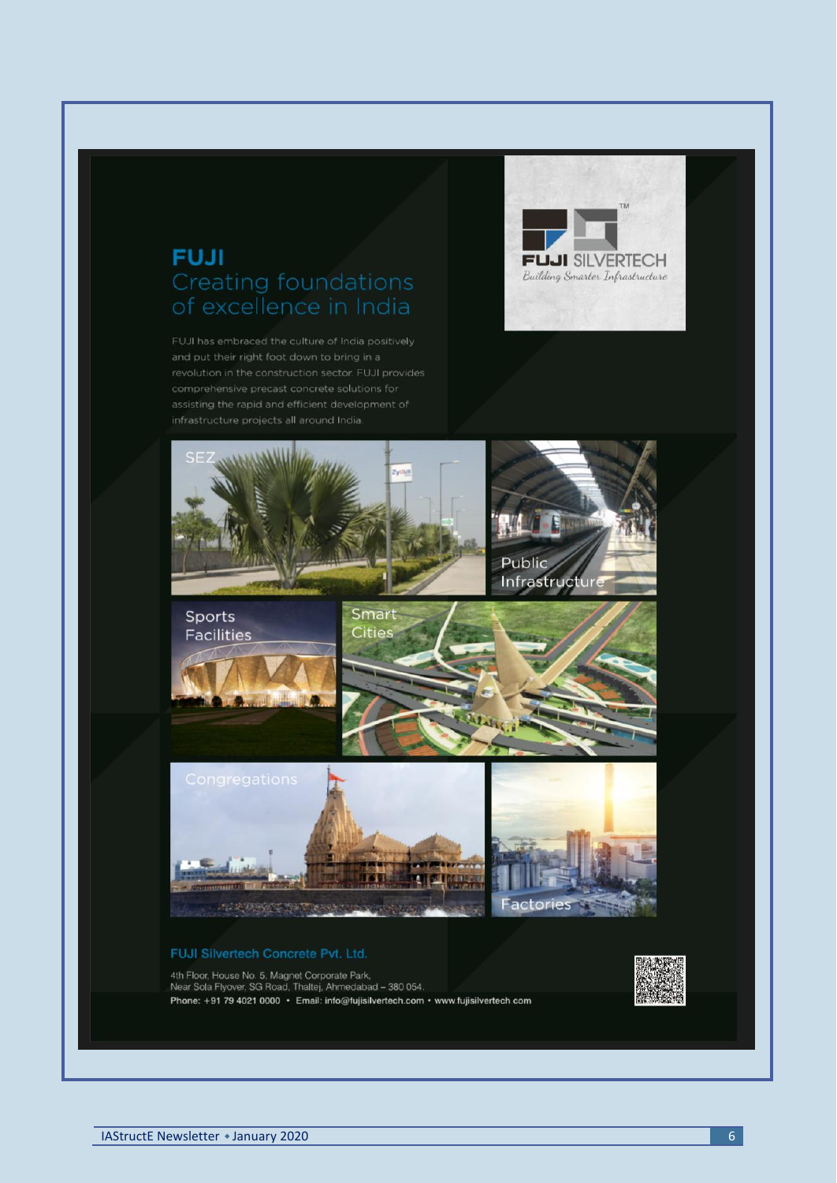# FUJI
## Creating foundations of excellence in India

FUJI SILVERTECH™
*Building Smarter Infrastructure*

FUJI has embraced the culture of India positively and put their right foot down to bring in a revolution in the construction sector. FUJI provides comprehensive precast concrete solutions for assisting the rapid and efficient development of infrastructure projects all around India.

SEZ

Public Infrastructure

Sports Facilities

Smart Cities

Congregations

Factories

**FUJI Silvertech Concrete Pvt. Ltd.**

4th Floor, House No. 5, Magnet Corporate Park,
Near Sola Flyover, SG Road, Thaltej, Ahmedabad – 380 054.
Phone: +91 79 4021 0000 • Email: info@fujisilvertech.com • www.fujisilvertech.com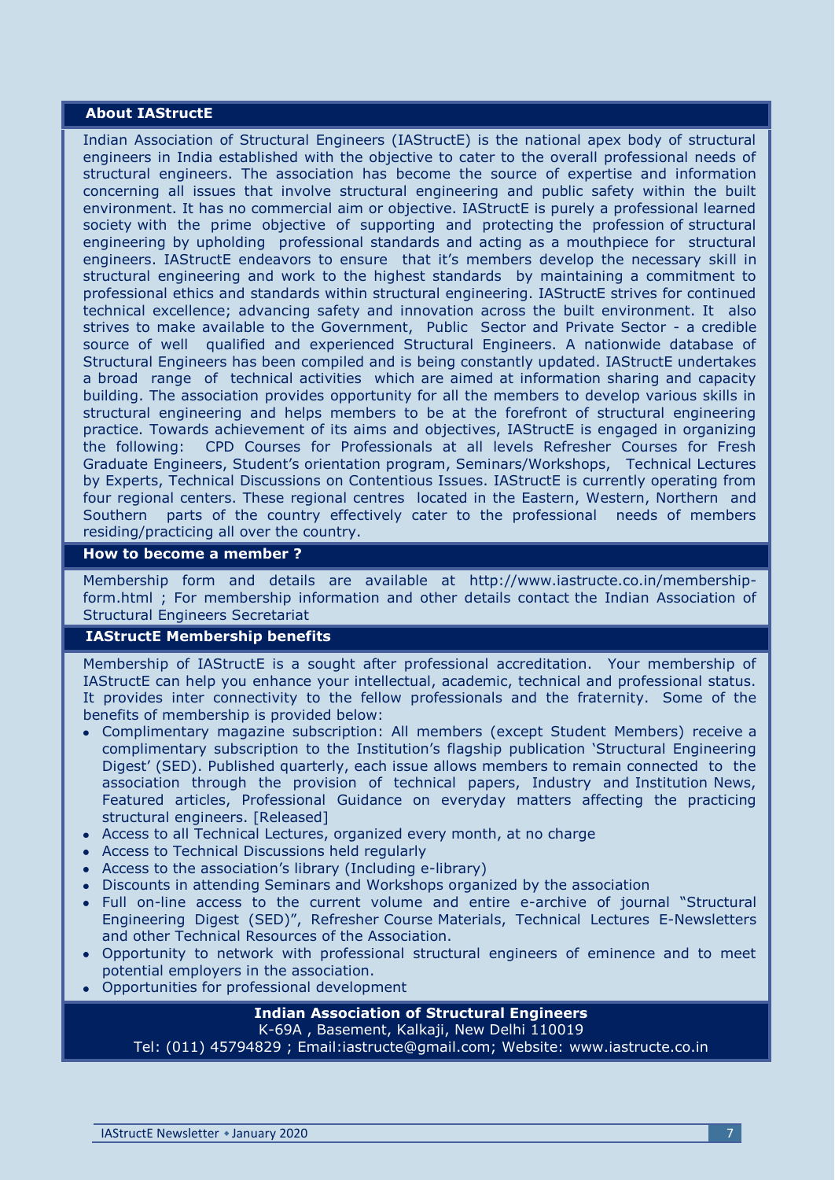## About IAStructE

Indian Association of Structural Engineers (IAStructE) is the national apex body of structural engineers in India established with the objective to cater to the overall professional needs of structural engineers. The association has become the source of expertise and information concerning all issues that involve structural engineering and public safety within the built environment. It has no commercial aim or objective. IAStructE is purely a professional learned society with the prime objective of supporting and protecting the profession of structural engineering by upholding professional standards and acting as a mouthpiece for structural engineers. IAStructE endeavors to ensure that it's members develop the necessary skill in structural engineering and work to the highest standards by maintaining a commitment to professional ethics and standards within structural engineering. IAStructE strives for continued technical excellence; advancing safety and innovation across the built environment. It also strives to make available to the Government, Public Sector and Private Sector - a credible source of well qualified and experienced Structural Engineers. A nationwide database of Structural Engineers has been compiled and is being constantly updated. IAStructE undertakes a broad range of technical activities which are aimed at information sharing and capacity building. The association provides opportunity for all the members to develop various skills in structural engineering and helps members to be at the forefront of structural engineering practice. Towards achievement of its aims and objectives, IAStructE is engaged in organizing the following: CPD Courses for Professionals at all levels Refresher Courses for Fresh Graduate Engineers, Student's orientation program, Seminars/Workshops, Technical Lectures by Experts, Technical Discussions on Contentious Issues. IAStructE is currently operating from four regional centers. These regional centres located in the Eastern, Western, Northern and Southern parts of the country effectively cater to the professional needs of members residing/practicing all over the country.

## How to become a member ?

Membership form and details are available at http://www.iastructe.co.in/membership-form.html ; For membership information and other details contact the Indian Association of Structural Engineers Secretariat

## IAStructE Membership benefits

Membership of IAStructE is a sought after professional accreditation. Your membership of IAStructE can help you enhance your intellectual, academic, technical and professional status. It provides inter connectivity to the fellow professionals and the fraternity. Some of the benefits of membership is provided below:

- Complimentary magazine subscription: All members (except Student Members) receive a complimentary subscription to the Institution's flagship publication 'Structural Engineering Digest' (SED). Published quarterly, each issue allows members to remain connected to the association through the provision of technical papers, Industry and Institution News, Featured articles, Professional Guidance on everyday matters affecting the practicing structural engineers. [Released]
- Access to all Technical Lectures, organized every month, at no charge
- Access to Technical Discussions held regularly
- Access to the association's library (Including e-library)
- Discounts in attending Seminars and Workshops organized by the association
- Full on-line access to the current volume and entire e-archive of journal "Structural Engineering Digest (SED)", Refresher Course Materials, Technical Lectures E-Newsletters and other Technical Resources of the Association.
- Opportunity to network with professional structural engineers of eminence and to meet potential employers in the association.
- Opportunities for professional development

**Indian Association of Structural Engineers**
K-69A , Basement, Kalkaji, New Delhi 110019
Tel: (011) 45794829 ; Email:iastructe@gmail.com; Website: www.iastructe.co.in